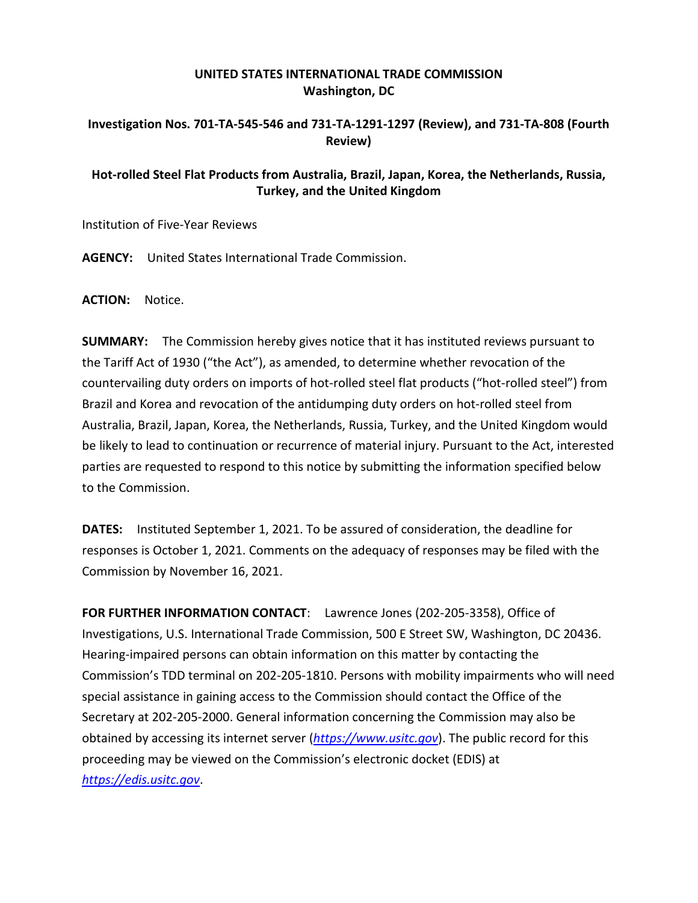**UNITED STATES INTERNATIONAL TRADE COMMISSION**
**Washington, DC**

**Investigation Nos. 701-TA-545-546 and 731-TA-1291-1297 (Review), and 731-TA-808 (Fourth Review)**

**Hot-rolled Steel Flat Products from Australia, Brazil, Japan, Korea, the Netherlands, Russia, Turkey, and the United Kingdom**

Institution of Five-Year Reviews

**AGENCY:** United States International Trade Commission.

**ACTION:** Notice.

**SUMMARY:** The Commission hereby gives notice that it has instituted reviews pursuant to the Tariff Act of 1930 ("the Act"), as amended, to determine whether revocation of the countervailing duty orders on imports of hot-rolled steel flat products ("hot-rolled steel") from Brazil and Korea and revocation of the antidumping duty orders on hot-rolled steel from Australia, Brazil, Japan, Korea, the Netherlands, Russia, Turkey, and the United Kingdom would be likely to lead to continuation or recurrence of material injury. Pursuant to the Act, interested parties are requested to respond to this notice by submitting the information specified below to the Commission.

**DATES:** Instituted September 1, 2021. To be assured of consideration, the deadline for responses is October 1, 2021. Comments on the adequacy of responses may be filed with the Commission by November 16, 2021.

**FOR FURTHER INFORMATION CONTACT**: Lawrence Jones (202-205-3358), Office of Investigations, U.S. International Trade Commission, 500 E Street SW, Washington, DC 20436. Hearing-impaired persons can obtain information on this matter by contacting the Commission's TDD terminal on 202-205-1810. Persons with mobility impairments who will need special assistance in gaining access to the Commission should contact the Office of the Secretary at 202-205-2000. General information concerning the Commission may also be obtained by accessing its internet server (*https://www.usitc.gov*). The public record for this proceeding may be viewed on the Commission's electronic docket (EDIS) at *https://edis.usitc.gov*.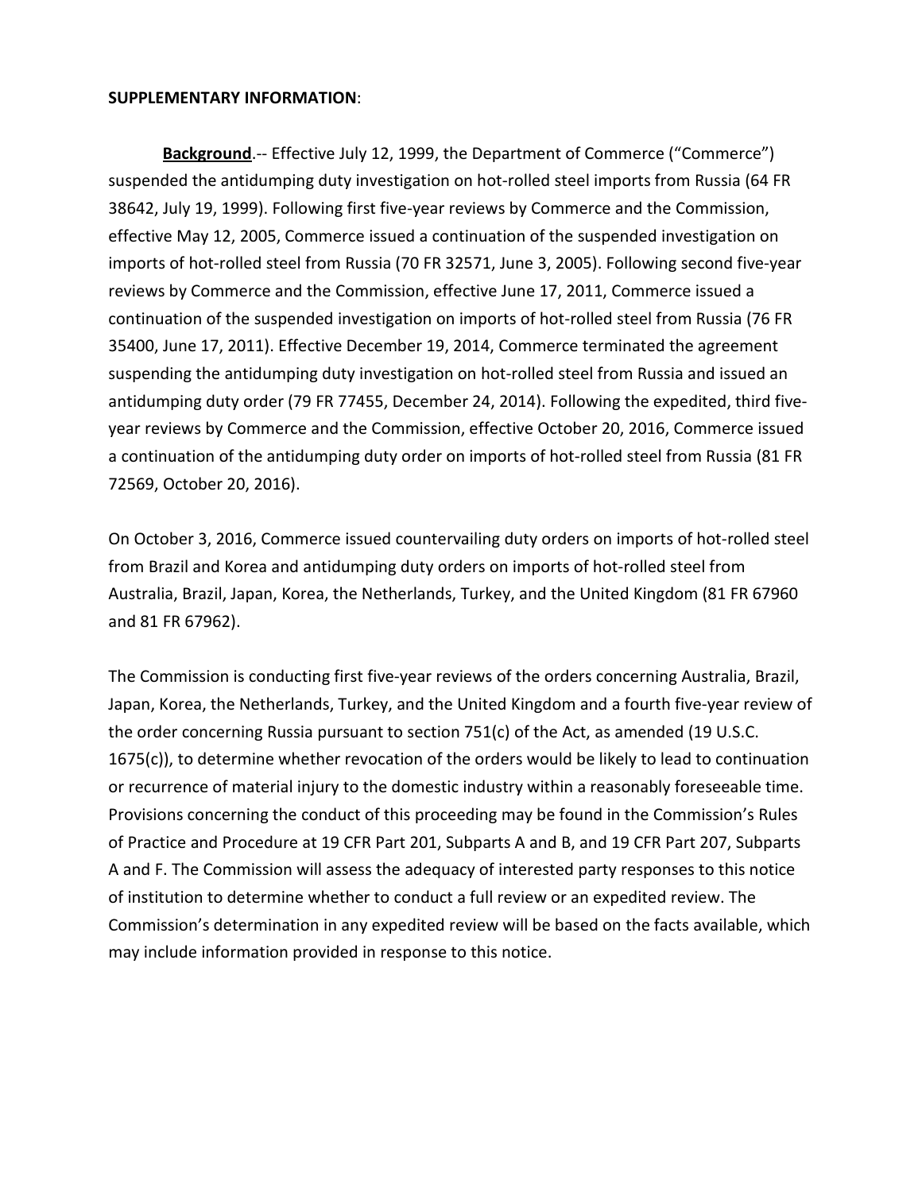**SUPPLEMENTARY INFORMATION**:

**Background**.-- Effective July 12, 1999, the Department of Commerce ("Commerce") suspended the antidumping duty investigation on hot-rolled steel imports from Russia (64 FR 38642, July 19, 1999). Following first five-year reviews by Commerce and the Commission, effective May 12, 2005, Commerce issued a continuation of the suspended investigation on imports of hot-rolled steel from Russia (70 FR 32571, June 3, 2005). Following second five-year reviews by Commerce and the Commission, effective June 17, 2011, Commerce issued a continuation of the suspended investigation on imports of hot-rolled steel from Russia (76 FR 35400, June 17, 2011). Effective December 19, 2014, Commerce terminated the agreement suspending the antidumping duty investigation on hot-rolled steel from Russia and issued an antidumping duty order (79 FR 77455, December 24, 2014). Following the expedited, third five-year reviews by Commerce and the Commission, effective October 20, 2016, Commerce issued a continuation of the antidumping duty order on imports of hot-rolled steel from Russia (81 FR 72569, October 20, 2016).

On October 3, 2016, Commerce issued countervailing duty orders on imports of hot-rolled steel from Brazil and Korea and antidumping duty orders on imports of hot-rolled steel from Australia, Brazil, Japan, Korea, the Netherlands, Turkey, and the United Kingdom (81 FR 67960 and 81 FR 67962).

The Commission is conducting first five-year reviews of the orders concerning Australia, Brazil, Japan, Korea, the Netherlands, Turkey, and the United Kingdom and a fourth five-year review of the order concerning Russia pursuant to section 751(c) of the Act, as amended (19 U.S.C. 1675(c)), to determine whether revocation of the orders would be likely to lead to continuation or recurrence of material injury to the domestic industry within a reasonably foreseeable time. Provisions concerning the conduct of this proceeding may be found in the Commission's Rules of Practice and Procedure at 19 CFR Part 201, Subparts A and B, and 19 CFR Part 207, Subparts A and F. The Commission will assess the adequacy of interested party responses to this notice of institution to determine whether to conduct a full review or an expedited review. The Commission's determination in any expedited review will be based on the facts available, which may include information provided in response to this notice.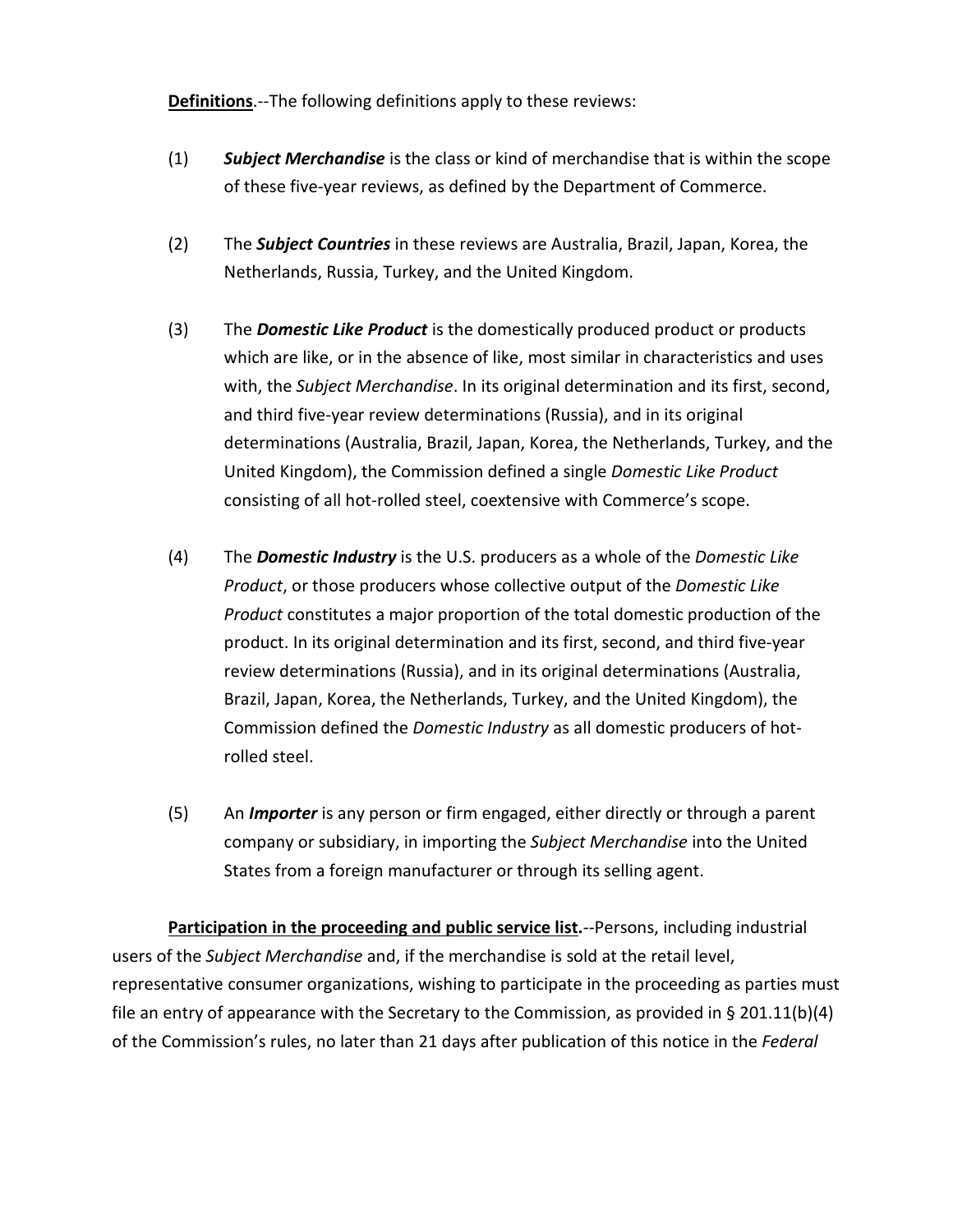**Definitions**.--The following definitions apply to these reviews:

(1) ***Subject Merchandise*** is the class or kind of merchandise that is within the scope of these five-year reviews, as defined by the Department of Commerce.

(2) The ***Subject Countries*** in these reviews are Australia, Brazil, Japan, Korea, the Netherlands, Russia, Turkey, and the United Kingdom.

(3) The ***Domestic Like Product*** is the domestically produced product or products which are like, or in the absence of like, most similar in characteristics and uses with, the *Subject Merchandise*. In its original determination and its first, second, and third five-year review determinations (Russia), and in its original determinations (Australia, Brazil, Japan, Korea, the Netherlands, Turkey, and the United Kingdom), the Commission defined a single *Domestic Like Product* consisting of all hot-rolled steel, coextensive with Commerce's scope.

(4) The ***Domestic Industry*** is the U.S. producers as a whole of the *Domestic Like Product*, or those producers whose collective output of the *Domestic Like Product* constitutes a major proportion of the total domestic production of the product. In its original determination and its first, second, and third five-year review determinations (Russia), and in its original determinations (Australia, Brazil, Japan, Korea, the Netherlands, Turkey, and the United Kingdom), the Commission defined the *Domestic Industry* as all domestic producers of hot-rolled steel.

(5) An ***Importer*** is any person or firm engaged, either directly or through a parent company or subsidiary, in importing the *Subject Merchandise* into the United States from a foreign manufacturer or through its selling agent.

**Participation in the proceeding and public service list.**--Persons, including industrial users of the *Subject Merchandise* and, if the merchandise is sold at the retail level, representative consumer organizations, wishing to participate in the proceeding as parties must file an entry of appearance with the Secretary to the Commission, as provided in § 201.11(b)(4) of the Commission's rules, no later than 21 days after publication of this notice in the *Federal*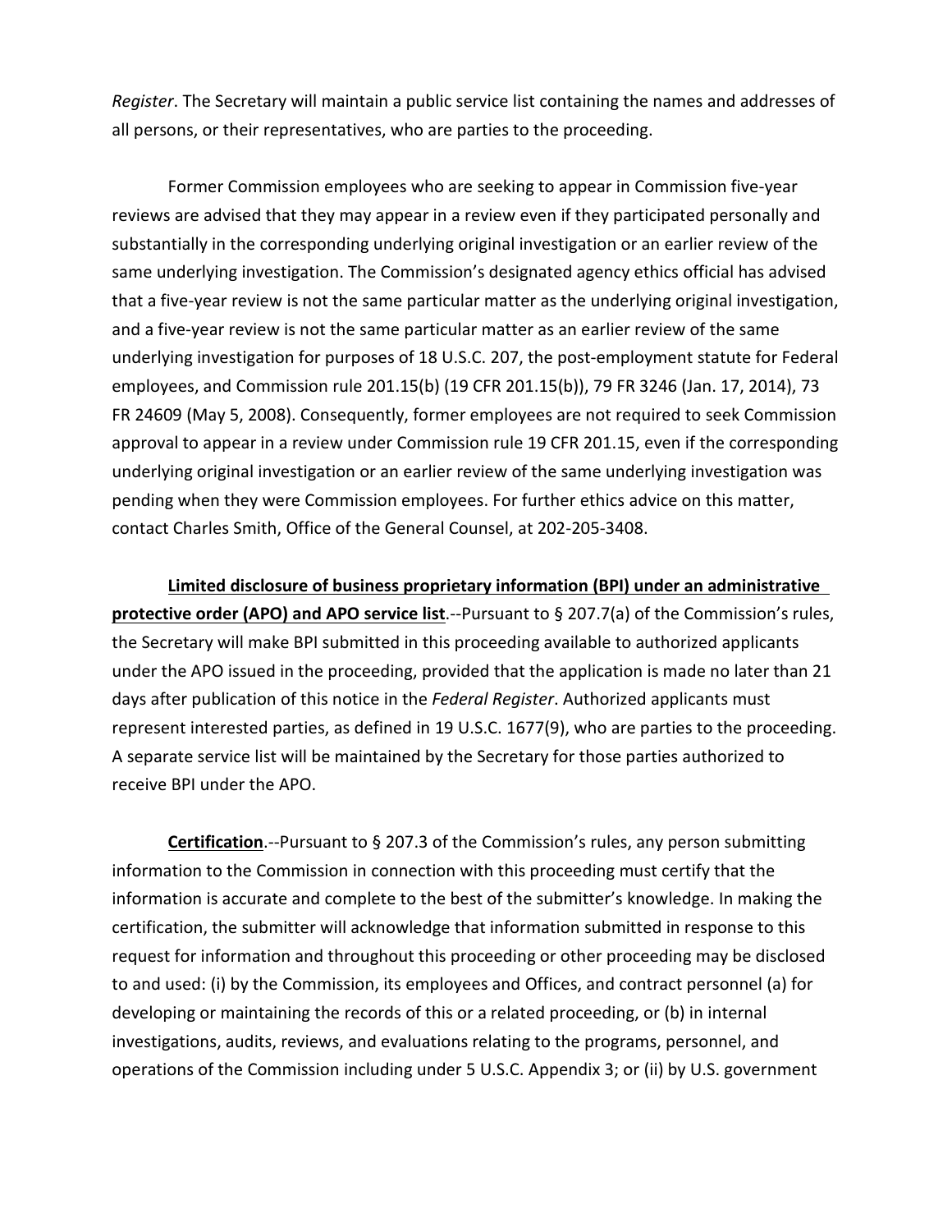*Register*. The Secretary will maintain a public service list containing the names and addresses of all persons, or their representatives, who are parties to the proceeding.

Former Commission employees who are seeking to appear in Commission five-year reviews are advised that they may appear in a review even if they participated personally and substantially in the corresponding underlying original investigation or an earlier review of the same underlying investigation. The Commission's designated agency ethics official has advised that a five-year review is not the same particular matter as the underlying original investigation, and a five-year review is not the same particular matter as an earlier review of the same underlying investigation for purposes of 18 U.S.C. 207, the post-employment statute for Federal employees, and Commission rule 201.15(b) (19 CFR 201.15(b)), 79 FR 3246 (Jan. 17, 2014), 73 FR 24609 (May 5, 2008). Consequently, former employees are not required to seek Commission approval to appear in a review under Commission rule 19 CFR 201.15, even if the corresponding underlying original investigation or an earlier review of the same underlying investigation was pending when they were Commission employees. For further ethics advice on this matter, contact Charles Smith, Office of the General Counsel, at 202-205-3408.

**Limited disclosure of business proprietary information (BPI) under an administrative protective order (APO) and APO service list**.--Pursuant to § 207.7(a) of the Commission's rules, the Secretary will make BPI submitted in this proceeding available to authorized applicants under the APO issued in the proceeding, provided that the application is made no later than 21 days after publication of this notice in the *Federal Register*. Authorized applicants must represent interested parties, as defined in 19 U.S.C. 1677(9), who are parties to the proceeding. A separate service list will be maintained by the Secretary for those parties authorized to receive BPI under the APO.

**Certification**.--Pursuant to § 207.3 of the Commission's rules, any person submitting information to the Commission in connection with this proceeding must certify that the information is accurate and complete to the best of the submitter's knowledge. In making the certification, the submitter will acknowledge that information submitted in response to this request for information and throughout this proceeding or other proceeding may be disclosed to and used: (i) by the Commission, its employees and Offices, and contract personnel (a) for developing or maintaining the records of this or a related proceeding, or (b) in internal investigations, audits, reviews, and evaluations relating to the programs, personnel, and operations of the Commission including under 5 U.S.C. Appendix 3; or (ii) by U.S. government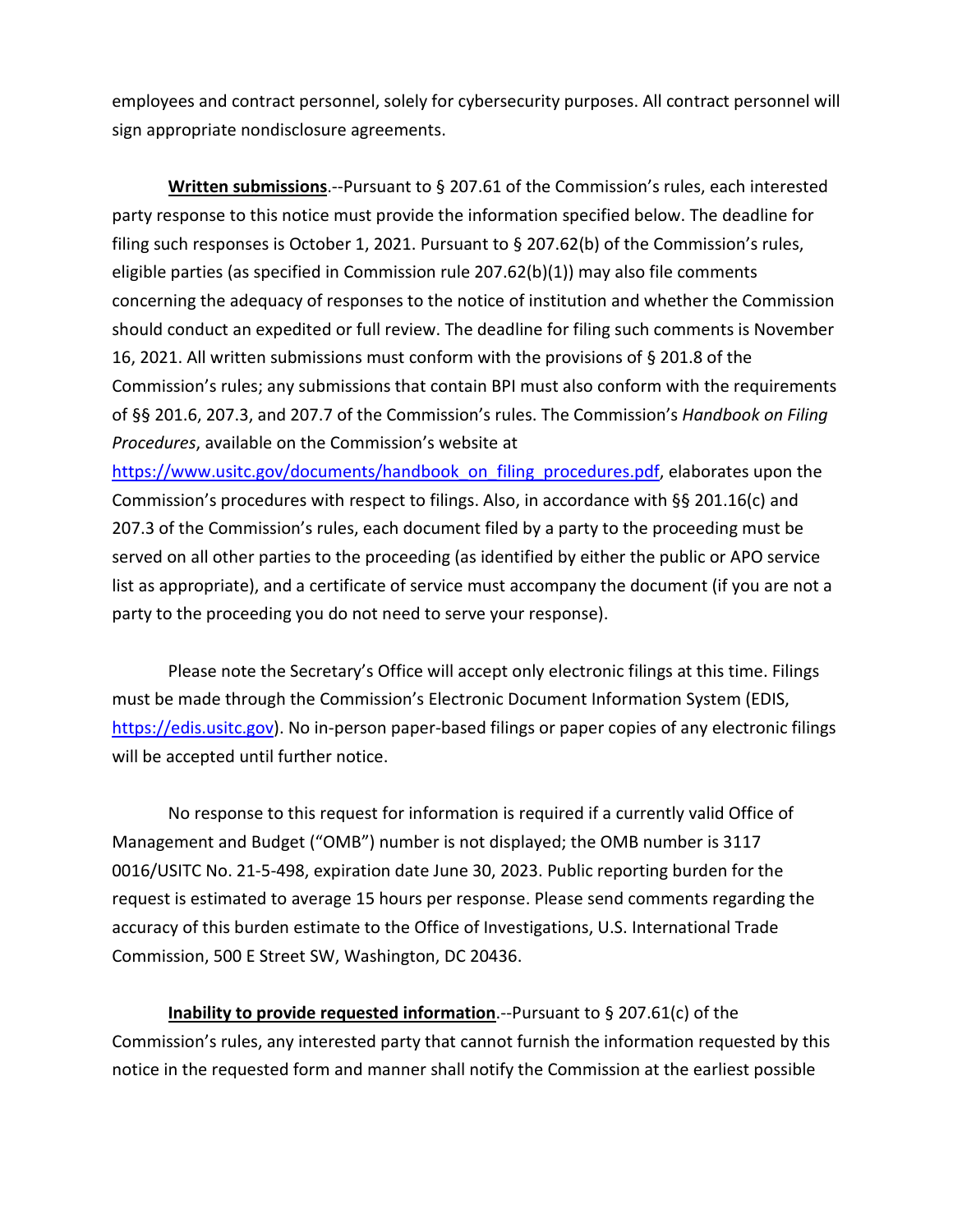employees and contract personnel, solely for cybersecurity purposes. All contract personnel will sign appropriate nondisclosure agreements.

**Written submissions**.--Pursuant to § 207.61 of the Commission's rules, each interested party response to this notice must provide the information specified below. The deadline for filing such responses is October 1, 2021. Pursuant to § 207.62(b) of the Commission's rules, eligible parties (as specified in Commission rule 207.62(b)(1)) may also file comments concerning the adequacy of responses to the notice of institution and whether the Commission should conduct an expedited or full review. The deadline for filing such comments is November 16, 2021. All written submissions must conform with the provisions of § 201.8 of the Commission's rules; any submissions that contain BPI must also conform with the requirements of §§ 201.6, 207.3, and 207.7 of the Commission's rules. The Commission's *Handbook on Filing Procedures*, available on the Commission's website at https://www.usitc.gov/documents/handbook_on_filing_procedures.pdf, elaborates upon the Commission's procedures with respect to filings. Also, in accordance with §§ 201.16(c) and 207.3 of the Commission's rules, each document filed by a party to the proceeding must be served on all other parties to the proceeding (as identified by either the public or APO service list as appropriate), and a certificate of service must accompany the document (if you are not a party to the proceeding you do not need to serve your response).

Please note the Secretary's Office will accept only electronic filings at this time. Filings must be made through the Commission's Electronic Document Information System (EDIS, https://edis.usitc.gov). No in-person paper-based filings or paper copies of any electronic filings will be accepted until further notice.

No response to this request for information is required if a currently valid Office of Management and Budget ("OMB") number is not displayed; the OMB number is 3117 0016/USITC No. 21-5-498, expiration date June 30, 2023. Public reporting burden for the request is estimated to average 15 hours per response. Please send comments regarding the accuracy of this burden estimate to the Office of Investigations, U.S. International Trade Commission, 500 E Street SW, Washington, DC 20436.

**Inability to provide requested information**.--Pursuant to § 207.61(c) of the Commission's rules, any interested party that cannot furnish the information requested by this notice in the requested form and manner shall notify the Commission at the earliest possible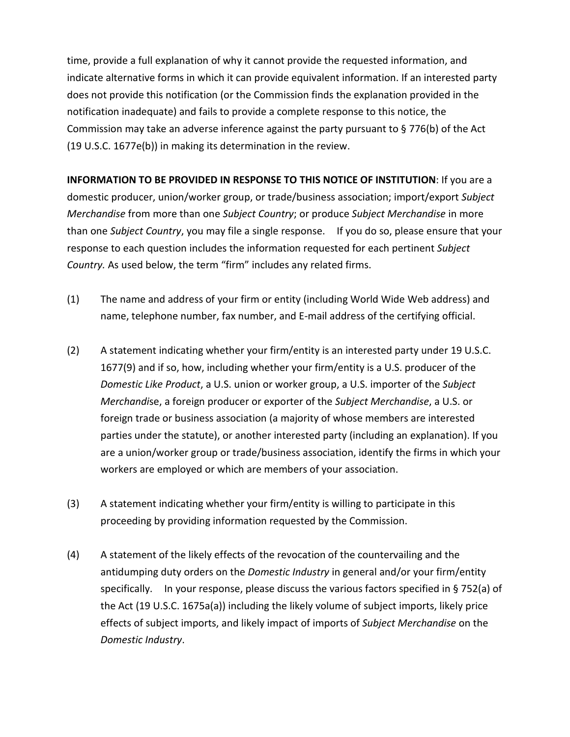time, provide a full explanation of why it cannot provide the requested information, and indicate alternative forms in which it can provide equivalent information. If an interested party does not provide this notification (or the Commission finds the explanation provided in the notification inadequate) and fails to provide a complete response to this notice, the Commission may take an adverse inference against the party pursuant to § 776(b) of the Act (19 U.S.C. 1677e(b)) in making its determination in the review.

**INFORMATION TO BE PROVIDED IN RESPONSE TO THIS NOTICE OF INSTITUTION**: If you are a domestic producer, union/worker group, or trade/business association; import/export *Subject Merchandise* from more than one *Subject Country*; or produce *Subject Merchandise* in more than one *Subject Country*, you may file a single response. If you do so, please ensure that your response to each question includes the information requested for each pertinent *Subject Country.* As used below, the term "firm" includes any related firms.

(1) The name and address of your firm or entity (including World Wide Web address) and name, telephone number, fax number, and E-mail address of the certifying official.

(2) A statement indicating whether your firm/entity is an interested party under 19 U.S.C. 1677(9) and if so, how, including whether your firm/entity is a U.S. producer of the *Domestic Like Product*, a U.S. union or worker group, a U.S. importer of the *Subject Merchandis*e, a foreign producer or exporter of the *Subject Merchandise*, a U.S. or foreign trade or business association (a majority of whose members are interested parties under the statute), or another interested party (including an explanation). If you are a union/worker group or trade/business association, identify the firms in which your workers are employed or which are members of your association.

(3) A statement indicating whether your firm/entity is willing to participate in this proceeding by providing information requested by the Commission.

(4) A statement of the likely effects of the revocation of the countervailing and the antidumping duty orders on the *Domestic Industry* in general and/or your firm/entity specifically. In your response, please discuss the various factors specified in § 752(a) of the Act (19 U.S.C. 1675a(a)) including the likely volume of subject imports, likely price effects of subject imports, and likely impact of imports of *Subject Merchandise* on the *Domestic Industry*.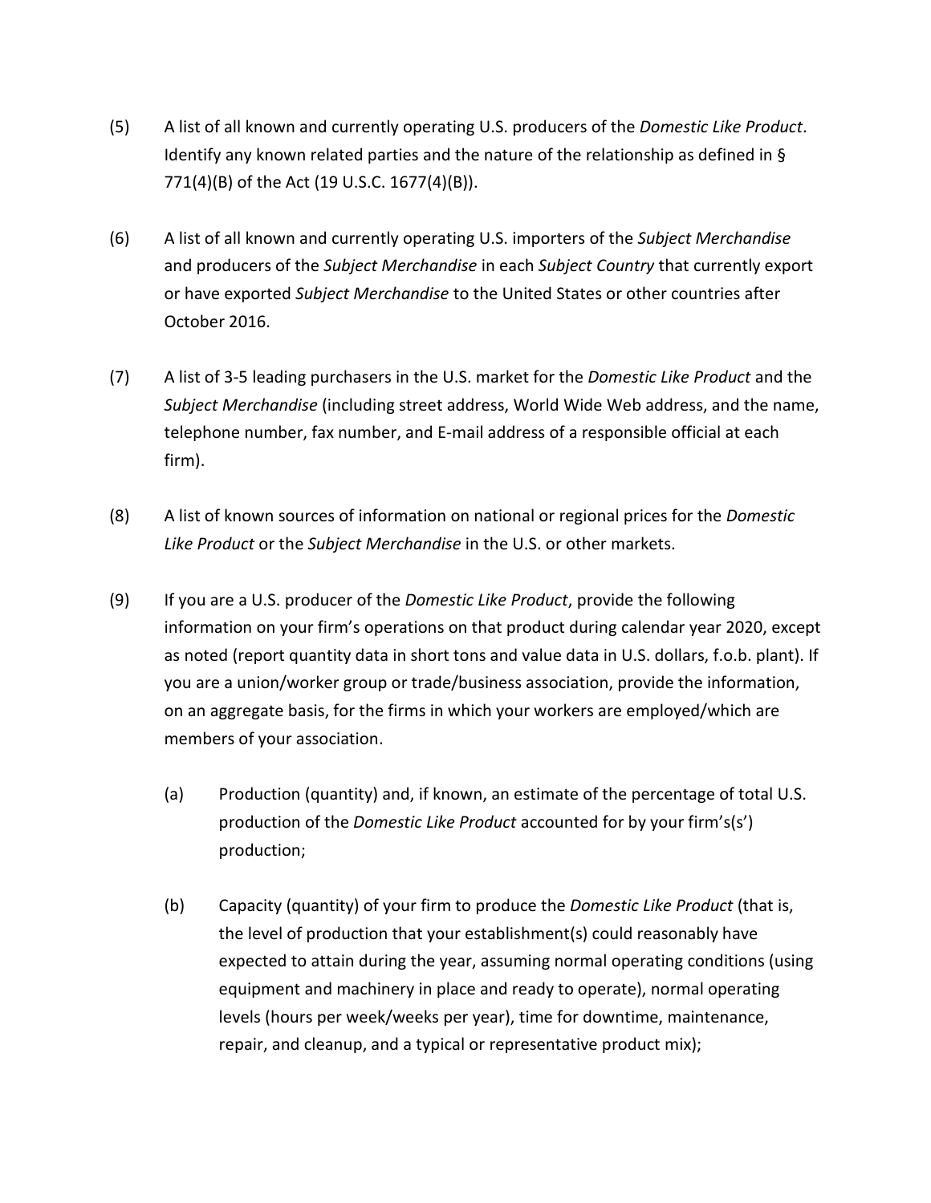(5) A list of all known and currently operating U.S. producers of the *Domestic Like Product*. Identify any known related parties and the nature of the relationship as defined in § 771(4)(B) of the Act (19 U.S.C. 1677(4)(B)).

(6) A list of all known and currently operating U.S. importers of the *Subject Merchandise* and producers of the *Subject Merchandise* in each *Subject Country* that currently export or have exported *Subject Merchandise* to the United States or other countries after October 2016.

(7) A list of 3-5 leading purchasers in the U.S. market for the *Domestic Like Product* and the *Subject Merchandise* (including street address, World Wide Web address, and the name, telephone number, fax number, and E-mail address of a responsible official at each firm).

(8) A list of known sources of information on national or regional prices for the *Domestic Like Product* or the *Subject Merchandise* in the U.S. or other markets.

(9) If you are a U.S. producer of the *Domestic Like Product*, provide the following information on your firm's operations on that product during calendar year 2020, except as noted (report quantity data in short tons and value data in U.S. dollars, f.o.b. plant). If you are a union/worker group or trade/business association, provide the information, on an aggregate basis, for the firms in which your workers are employed/which are members of your association.

   (a) Production (quantity) and, if known, an estimate of the percentage of total U.S. production of the *Domestic Like Product* accounted for by your firm's(s') production;

   (b) Capacity (quantity) of your firm to produce the *Domestic Like Product* (that is, the level of production that your establishment(s) could reasonably have expected to attain during the year, assuming normal operating conditions (using equipment and machinery in place and ready to operate), normal operating levels (hours per week/weeks per year), time for downtime, maintenance, repair, and cleanup, and a typical or representative product mix);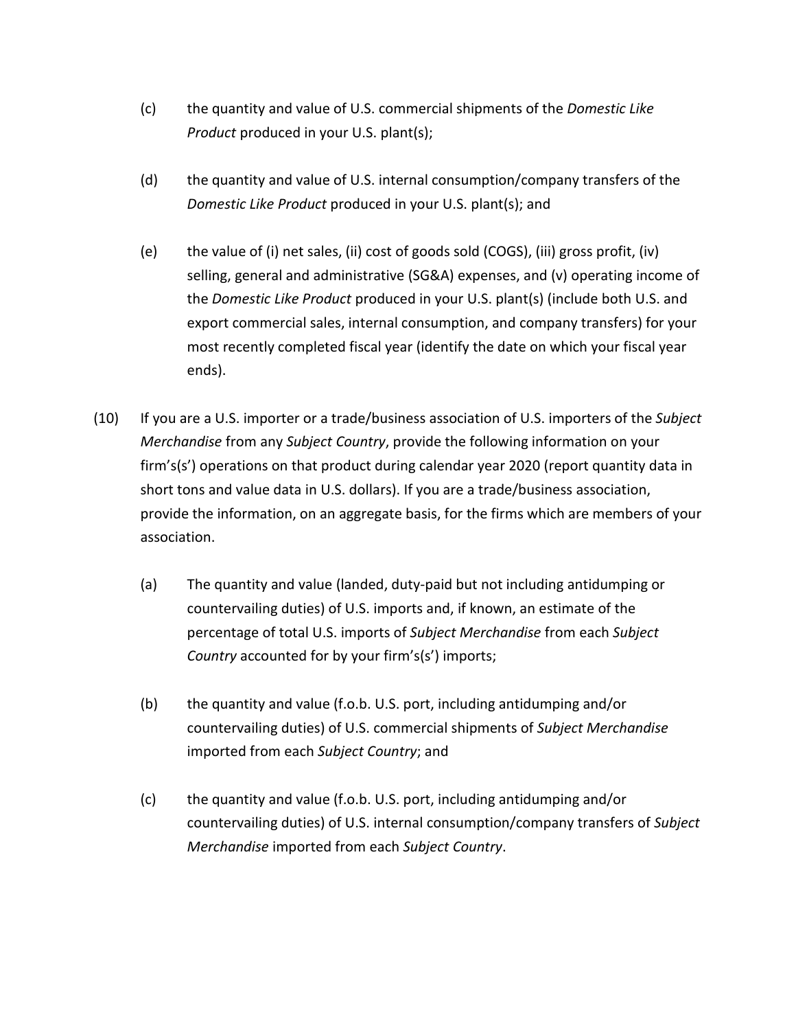(c) the quantity and value of U.S. commercial shipments of the *Domestic Like Product* produced in your U.S. plant(s);

(d) the quantity and value of U.S. internal consumption/company transfers of the *Domestic Like Product* produced in your U.S. plant(s); and

(e) the value of (i) net sales, (ii) cost of goods sold (COGS), (iii) gross profit, (iv) selling, general and administrative (SG&A) expenses, and (v) operating income of the *Domestic Like Product* produced in your U.S. plant(s) (include both U.S. and export commercial sales, internal consumption, and company transfers) for your most recently completed fiscal year (identify the date on which your fiscal year ends).

(10) If you are a U.S. importer or a trade/business association of U.S. importers of the *Subject Merchandise* from any *Subject Country*, provide the following information on your firm's(s') operations on that product during calendar year 2020 (report quantity data in short tons and value data in U.S. dollars). If you are a trade/business association, provide the information, on an aggregate basis, for the firms which are members of your association.

(a) The quantity and value (landed, duty-paid but not including antidumping or countervailing duties) of U.S. imports and, if known, an estimate of the percentage of total U.S. imports of *Subject Merchandise* from each *Subject Country* accounted for by your firm's(s') imports;

(b) the quantity and value (f.o.b. U.S. port, including antidumping and/or countervailing duties) of U.S. commercial shipments of *Subject Merchandise* imported from each *Subject Country*; and

(c) the quantity and value (f.o.b. U.S. port, including antidumping and/or countervailing duties) of U.S. internal consumption/company transfers of *Subject Merchandise* imported from each *Subject Country*.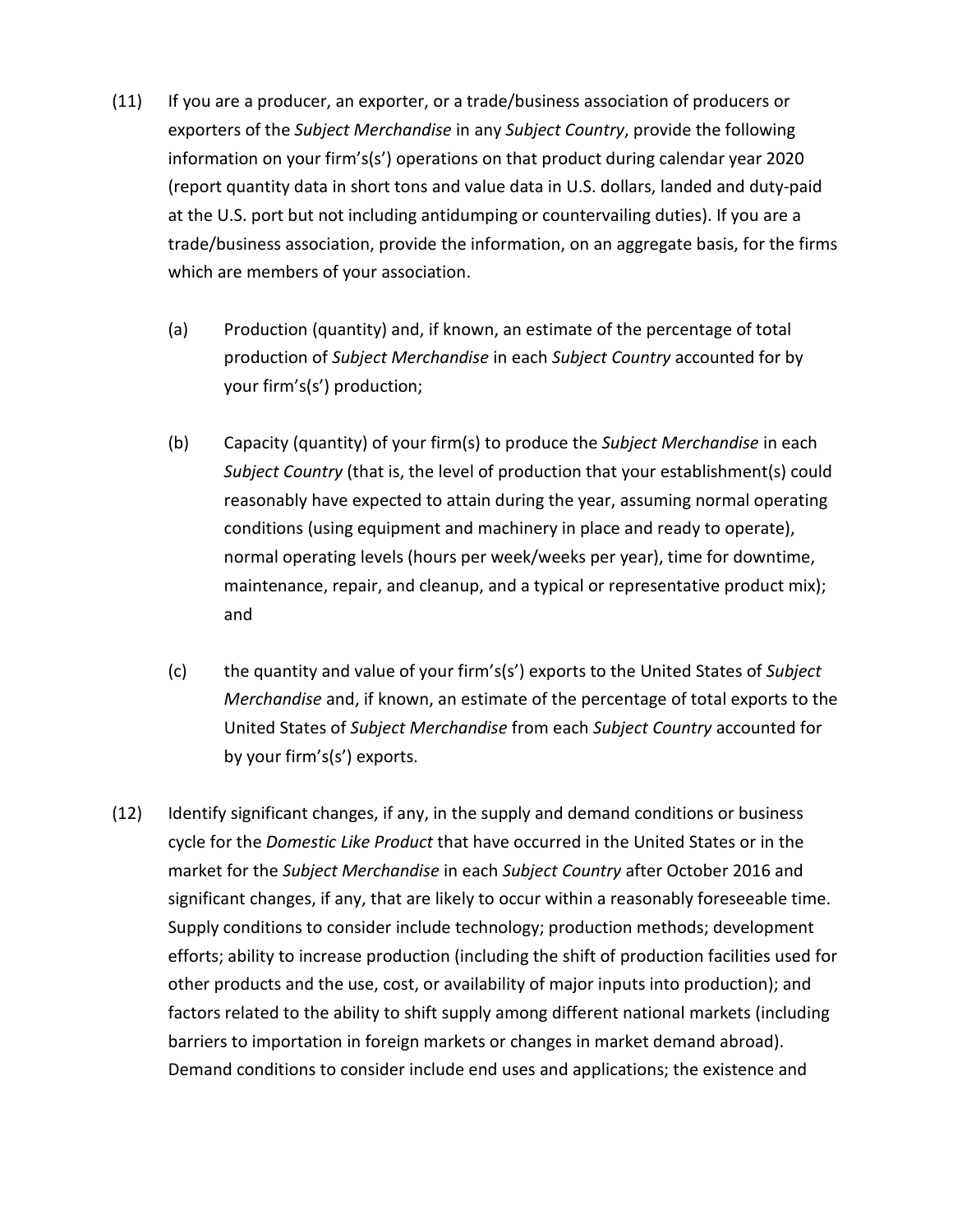(11) If you are a producer, an exporter, or a trade/business association of producers or exporters of the *Subject Merchandise* in any *Subject Country*, provide the following information on your firm's(s') operations on that product during calendar year 2020 (report quantity data in short tons and value data in U.S. dollars, landed and duty-paid at the U.S. port but not including antidumping or countervailing duties). If you are a trade/business association, provide the information, on an aggregate basis, for the firms which are members of your association.

   (a) Production (quantity) and, if known, an estimate of the percentage of total production of *Subject Merchandise* in each *Subject Country* accounted for by your firm's(s') production;

   (b) Capacity (quantity) of your firm(s) to produce the *Subject Merchandise* in each *Subject Country* (that is, the level of production that your establishment(s) could reasonably have expected to attain during the year, assuming normal operating conditions (using equipment and machinery in place and ready to operate), normal operating levels (hours per week/weeks per year), time for downtime, maintenance, repair, and cleanup, and a typical or representative product mix); and

   (c) the quantity and value of your firm's(s') exports to the United States of *Subject Merchandise* and, if known, an estimate of the percentage of total exports to the United States of *Subject Merchandise* from each *Subject Country* accounted for by your firm's(s') exports.

(12) Identify significant changes, if any, in the supply and demand conditions or business cycle for the *Domestic Like Product* that have occurred in the United States or in the market for the *Subject Merchandise* in each *Subject Country* after October 2016 and significant changes, if any, that are likely to occur within a reasonably foreseeable time. Supply conditions to consider include technology; production methods; development efforts; ability to increase production (including the shift of production facilities used for other products and the use, cost, or availability of major inputs into production); and factors related to the ability to shift supply among different national markets (including barriers to importation in foreign markets or changes in market demand abroad). Demand conditions to consider include end uses and applications; the existence and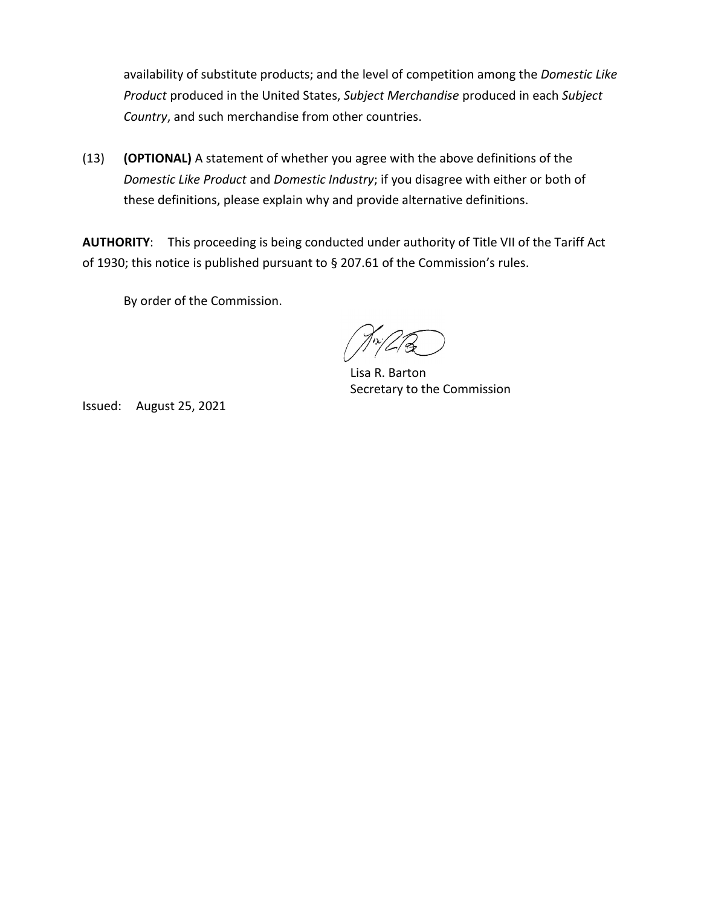availability of substitute products; and the level of competition among the *Domestic Like Product* produced in the United States, *Subject Merchandise* produced in each *Subject Country*, and such merchandise from other countries.

(13) **(OPTIONAL)** A statement of whether you agree with the above definitions of the *Domestic Like Product* and *Domestic Industry*; if you disagree with either or both of these definitions, please explain why and provide alternative definitions.

**AUTHORITY**: This proceeding is being conducted under authority of Title VII of the Tariff Act of 1930; this notice is published pursuant to § 207.61 of the Commission's rules.

By order of the Commission.

Lisa R. Barton
Secretary to the Commission

Issued: August 25, 2021